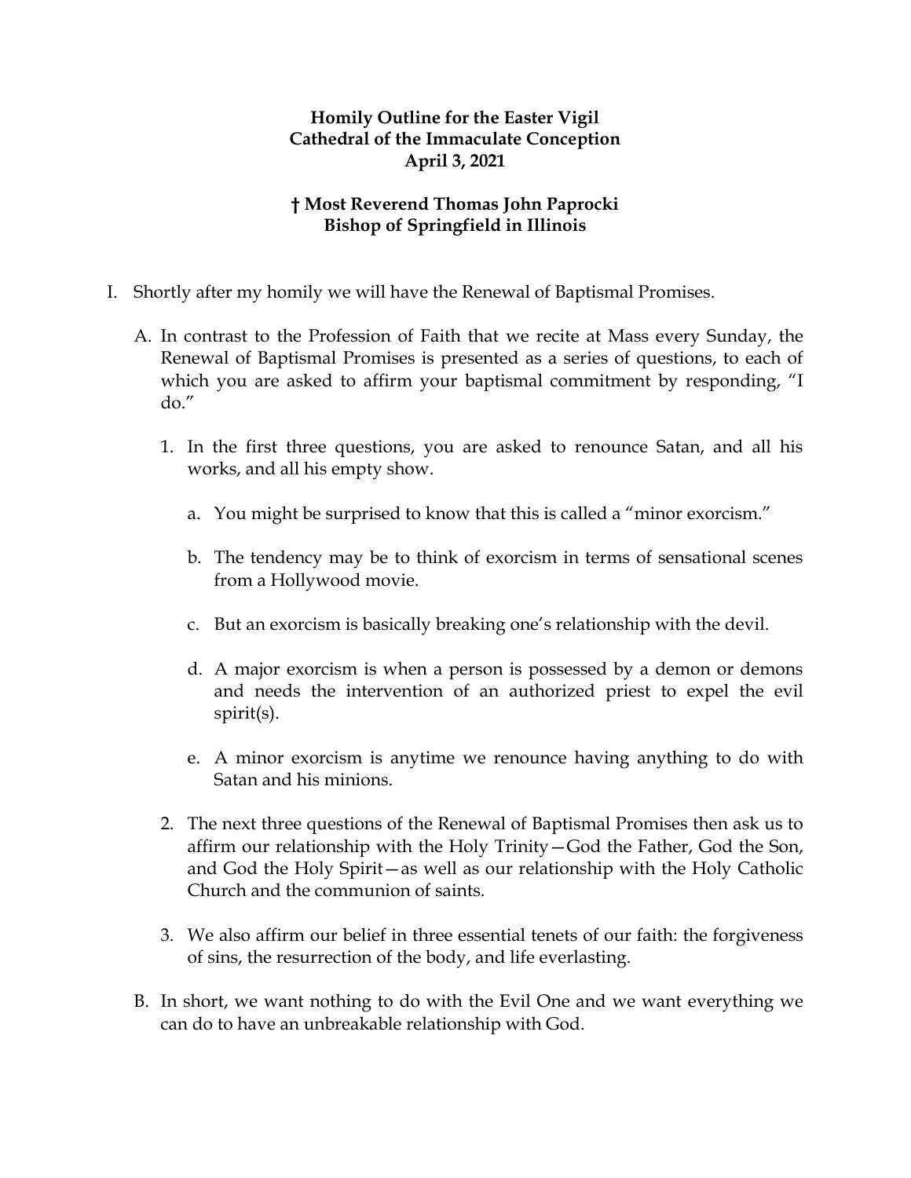**Homily Outline for the Easter Vigil**
**Cathedral of the Immaculate Conception**
**April 3, 2021**

**† Most Reverend Thomas John Paprocki**
**Bishop of Springfield in Illinois**

I. Shortly after my homily we will have the Renewal of Baptismal Promises.

   A. In contrast to the Profession of Faith that we recite at Mass every Sunday, the Renewal of Baptismal Promises is presented as a series of questions, to each of which you are asked to affirm your baptismal commitment by responding, "I do."

      1. In the first three questions, you are asked to renounce Satan, and all his works, and all his empty show.

         a. You might be surprised to know that this is called a "minor exorcism."

         b. The tendency may be to think of exorcism in terms of sensational scenes from a Hollywood movie.

         c. But an exorcism is basically breaking one's relationship with the devil.

         d. A major exorcism is when a person is possessed by a demon or demons and needs the intervention of an authorized priest to expel the evil spirit(s).

         e. A minor exorcism is anytime we renounce having anything to do with Satan and his minions.

      2. The next three questions of the Renewal of Baptismal Promises then ask us to affirm our relationship with the Holy Trinity—God the Father, God the Son, and God the Holy Spirit—as well as our relationship with the Holy Catholic Church and the communion of saints.

      3. We also affirm our belief in three essential tenets of our faith: the forgiveness of sins, the resurrection of the body, and life everlasting.

   B. In short, we want nothing to do with the Evil One and we want everything we can do to have an unbreakable relationship with God.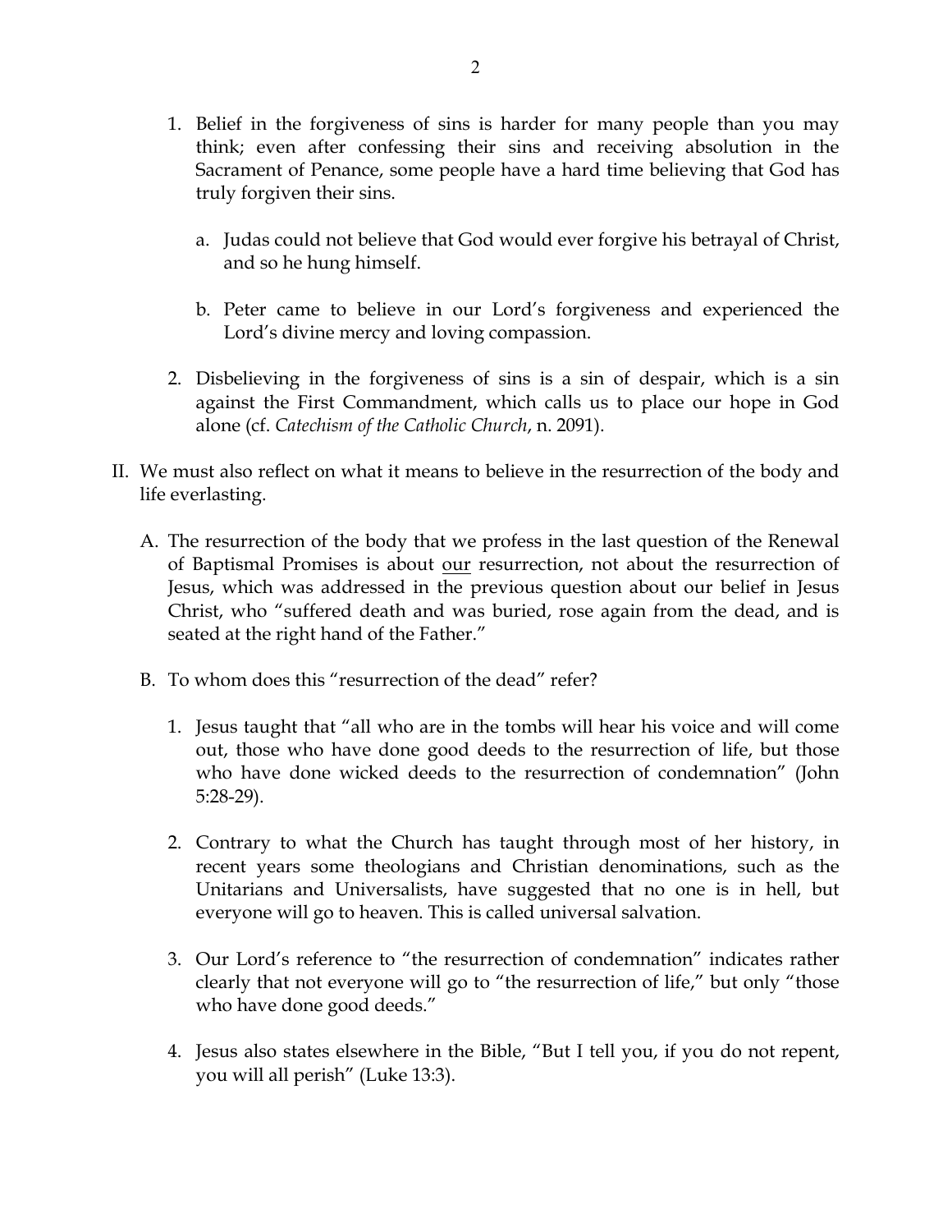1. Belief in the forgiveness of sins is harder for many people than you may think; even after confessing their sins and receiving absolution in the Sacrament of Penance, some people have a hard time believing that God has truly forgiven their sins.

    a. Judas could not believe that God would ever forgive his betrayal of Christ, and so he hung himself.

    b. Peter came to believe in our Lord's forgiveness and experienced the Lord's divine mercy and loving compassion.

2. Disbelieving in the forgiveness of sins is a sin of despair, which is a sin against the First Commandment, which calls us to place our hope in God alone (cf. *Catechism of the Catholic Church*, n. 2091).

II. We must also reflect on what it means to believe in the resurrection of the body and life everlasting.

  A. The resurrection of the body that we profess in the last question of the Renewal of Baptismal Promises is about <u>our</u> resurrection, not about the resurrection of Jesus, which was addressed in the previous question about our belief in Jesus Christ, who "suffered death and was buried, rose again from the dead, and is seated at the right hand of the Father."

  B. To whom does this "resurrection of the dead" refer?

    1. Jesus taught that "all who are in the tombs will hear his voice and will come out, those who have done good deeds to the resurrection of life, but those who have done wicked deeds to the resurrection of condemnation" (John 5:28-29).

    2. Contrary to what the Church has taught through most of her history, in recent years some theologians and Christian denominations, such as the Unitarians and Universalists, have suggested that no one is in hell, but everyone will go to heaven. This is called universal salvation.

    3. Our Lord's reference to "the resurrection of condemnation" indicates rather clearly that not everyone will go to "the resurrection of life," but only "those who have done good deeds."

    4. Jesus also states elsewhere in the Bible, "But I tell you, if you do not repent, you will all perish" (Luke 13:3).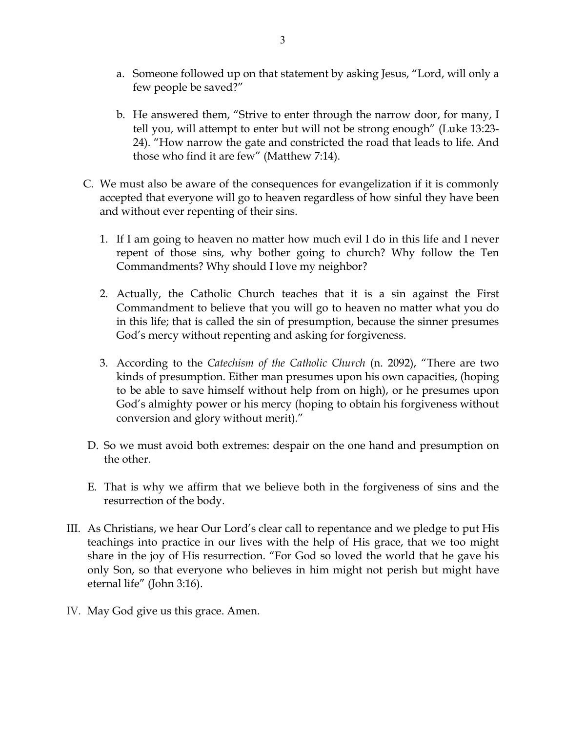a. Someone followed up on that statement by asking Jesus, "Lord, will only a few people be saved?"

   b. He answered them, "Strive to enter through the narrow door, for many, I tell you, will attempt to enter but will not be strong enough" (Luke 13:23-24). "How narrow the gate and constricted the road that leads to life. And those who find it are few" (Matthew 7:14).

C. We must also be aware of the consequences for evangelization if it is commonly accepted that everyone will go to heaven regardless of how sinful they have been and without ever repenting of their sins.

   1. If I am going to heaven no matter how much evil I do in this life and I never repent of those sins, why bother going to church? Why follow the Ten Commandments? Why should I love my neighbor?

   2. Actually, the Catholic Church teaches that it is a sin against the First Commandment to believe that you will go to heaven no matter what you do in this life; that is called the sin of presumption, because the sinner presumes God's mercy without repenting and asking for forgiveness.

   3. According to the *Catechism of the Catholic Church* (n. 2092), "There are two kinds of presumption. Either man presumes upon his own capacities, (hoping to be able to save himself without help from on high), or he presumes upon God's almighty power or his mercy (hoping to obtain his forgiveness without conversion and glory without merit)."

D. So we must avoid both extremes: despair on the one hand and presumption on the other.

E. That is why we affirm that we believe both in the forgiveness of sins and the resurrection of the body.

III. As Christians, we hear Our Lord's clear call to repentance and we pledge to put His teachings into practice in our lives with the help of His grace, that we too might share in the joy of His resurrection. "For God so loved the world that he gave his only Son, so that everyone who believes in him might not perish but might have eternal life" (John 3:16).

IV. May God give us this grace. Amen.